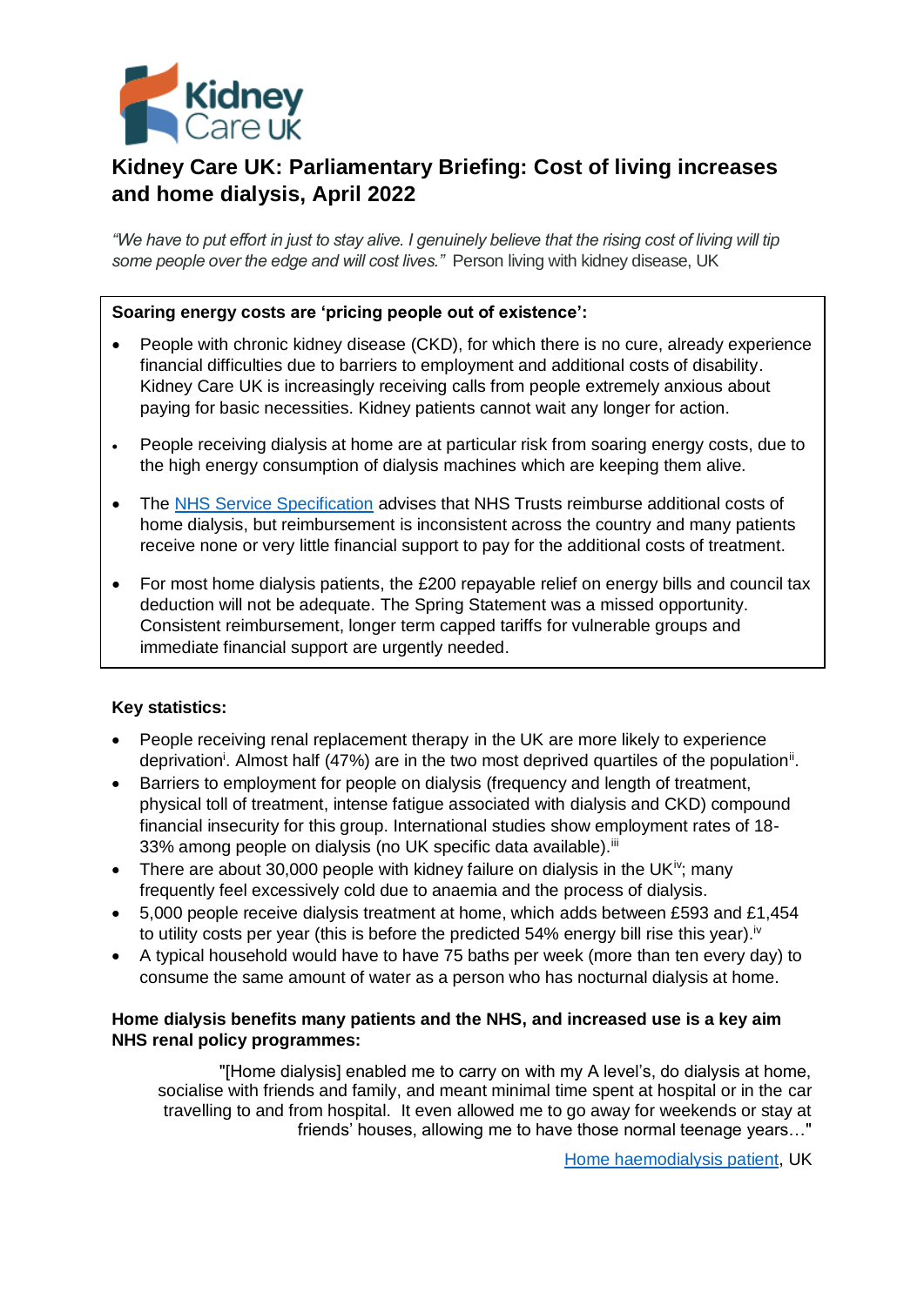# Kidney Care UK: Parliamentary Briefing: Cost of living increases and home dialysis, April 2022

*"We have to put effort in just to stay alive. I genuinely believe that the rising cost of living will tip some people over the edge and will cost lives."* Person living with kidney disease, UK

**Soaring energy costs are 'pricing people out of existence':**

- People with chronic kidney disease (CKD), for which there is no cure, already experience financial difficulties due to barriers to employment and additional costs of disability. Kidney Care UK is increasingly receiving calls from people extremely anxious about paying for basic necessities. Kidney patients cannot wait any longer for action.
- People receiving dialysis at home are at particular risk from soaring energy costs, due to the high energy consumption of dialysis machines which are keeping them alive.
- The NHS Service Specification advises that NHS Trusts reimburse additional costs of home dialysis, but reimbursement is inconsistent across the country and many patients receive none or very little financial support to pay for the additional costs of treatment.
- For most home dialysis patients, the £200 repayable relief on energy bills and council tax deduction will not be adequate. The Spring Statement was a missed opportunity. Consistent reimbursement, longer term capped tariffs for vulnerable groups and immediate financial support are urgently needed.

**Key statistics:**

- People receiving renal replacement therapy in the UK are more likely to experience deprivation[i]. Almost half (47%) are in the two most deprived quartiles of the population[ii].
- Barriers to employment for people on dialysis (frequency and length of treatment, physical toll of treatment, intense fatigue associated with dialysis and CKD) compound financial insecurity for this group. International studies show employment rates of 18-33% among people on dialysis (no UK specific data available).[iii]
- There are about 30,000 people with kidney failure on dialysis in the UK[iv]; many frequently feel excessively cold due to anaemia and the process of dialysis.
- 5,000 people receive dialysis treatment at home, which adds between £593 and £1,454 to utility costs per year (this is before the predicted 54% energy bill rise this year).[iv]
- A typical household would have to have 75 baths per week (more than ten every day) to consume the same amount of water as a person who has nocturnal dialysis at home.

**Home dialysis benefits many patients and the NHS, and increased use is a key aim NHS renal policy programmes:**

"[Home dialysis] enabled me to carry on with my A level's, do dialysis at home, socialise with friends and family, and meant minimal time spent at hospital or in the car travelling to and from hospital. It even allowed me to go away for weekends or stay at friends' houses, allowing me to have those normal teenage years…"

Home haemodialysis patient, UK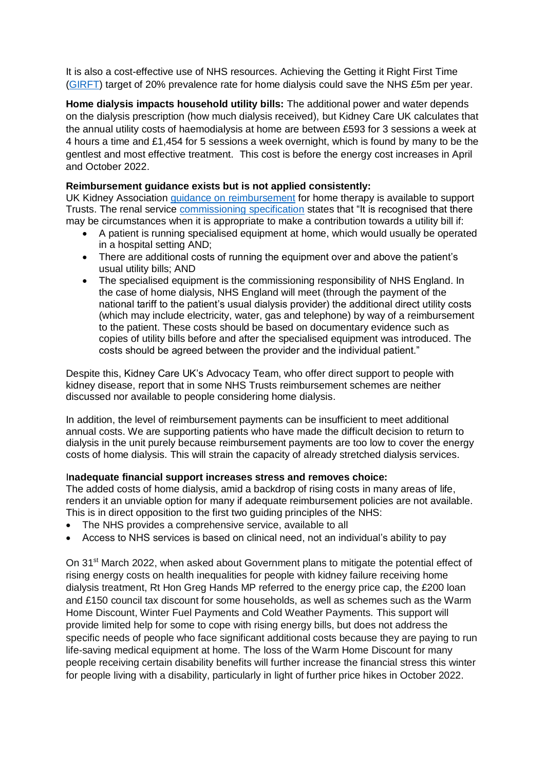It is also a cost-effective use of NHS resources. Achieving the Getting it Right First Time (GIRFT) target of 20% prevalence rate for home dialysis could save the NHS £5m per year.

**Home dialysis impacts household utility bills:** The additional power and water depends on the dialysis prescription (how much dialysis received), but Kidney Care UK calculates that the annual utility costs of haemodialysis at home are between £593 for 3 sessions a week at 4 hours a time and £1,454 for 5 sessions a week overnight, which is found by many to be the gentlest and most effective treatment. This cost is before the energy cost increases in April and October 2022.

**Reimbursement guidance exists but is not applied consistently:**
UK Kidney Association guidance on reimbursement for home therapy is available to support Trusts. The renal service commissioning specification states that "It is recognised that there may be circumstances when it is appropriate to make a contribution towards a utility bill if:

- A patient is running specialised equipment at home, which would usually be operated in a hospital setting AND;
- There are additional costs of running the equipment over and above the patient's usual utility bills; AND
- The specialised equipment is the commissioning responsibility of NHS England. In the case of home dialysis, NHS England will meet (through the payment of the national tariff to the patient's usual dialysis provider) the additional direct utility costs (which may include electricity, water, gas and telephone) by way of a reimbursement to the patient. These costs should be based on documentary evidence such as copies of utility bills before and after the specialised equipment was introduced. The costs should be agreed between the provider and the individual patient."

Despite this, Kidney Care UK's Advocacy Team, who offer direct support to people with kidney disease, report that in some NHS Trusts reimbursement schemes are neither discussed nor available to people considering home dialysis.

In addition, the level of reimbursement payments can be insufficient to meet additional annual costs. We are supporting patients who have made the difficult decision to return to dialysis in the unit purely because reimbursement payments are too low to cover the energy costs of home dialysis. This will strain the capacity of already stretched dialysis services.

**Inadequate financial support increases stress and removes choice:**
The added costs of home dialysis, amid a backdrop of rising costs in many areas of life, renders it an unviable option for many if adequate reimbursement policies are not available. This is in direct opposition to the first two guiding principles of the NHS:

- The NHS provides a comprehensive service, available to all
- Access to NHS services is based on clinical need, not an individual's ability to pay

On 31st March 2022, when asked about Government plans to mitigate the potential effect of rising energy costs on health inequalities for people with kidney failure receiving home dialysis treatment, Rt Hon Greg Hands MP referred to the energy price cap, the £200 loan and £150 council tax discount for some households, as well as schemes such as the Warm Home Discount, Winter Fuel Payments and Cold Weather Payments. This support will provide limited help for some to cope with rising energy bills, but does not address the specific needs of people who face significant additional costs because they are paying to run life-saving medical equipment at home. The loss of the Warm Home Discount for many people receiving certain disability benefits will further increase the financial stress this winter for people living with a disability, particularly in light of further price hikes in October 2022.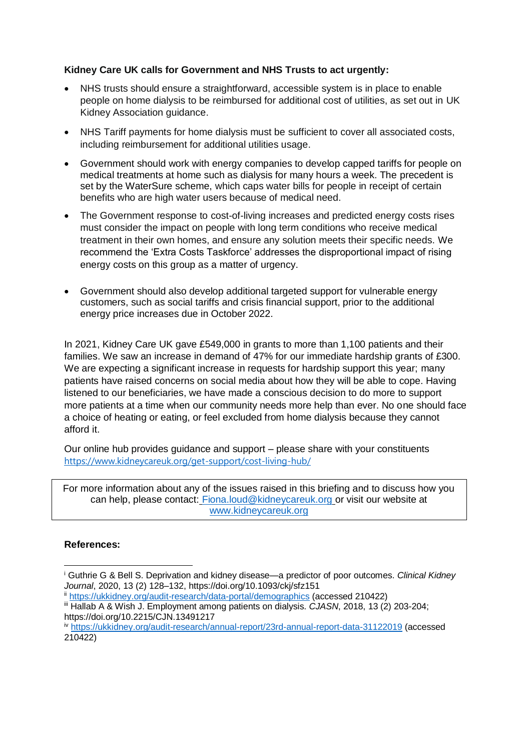**Kidney Care UK calls for Government and NHS Trusts to act urgently:**

- NHS trusts should ensure a straightforward, accessible system is in place to enable people on home dialysis to be reimbursed for additional cost of utilities, as set out in UK Kidney Association guidance.
- NHS Tariff payments for home dialysis must be sufficient to cover all associated costs, including reimbursement for additional utilities usage.
- Government should work with energy companies to develop capped tariffs for people on medical treatments at home such as dialysis for many hours a week. The precedent is set by the WaterSure scheme, which caps water bills for people in receipt of certain benefits who are high water users because of medical need.
- The Government response to cost-of-living increases and predicted energy costs rises must consider the impact on people with long term conditions who receive medical treatment in their own homes, and ensure any solution meets their specific needs. We recommend the 'Extra Costs Taskforce' addresses the disproportional impact of rising energy costs on this group as a matter of urgency.
- Government should also develop additional targeted support for vulnerable energy customers, such as social tariffs and crisis financial support, prior to the additional energy price increases due in October 2022.

In 2021, Kidney Care UK gave £549,000 in grants to more than 1,100 patients and their families. We saw an increase in demand of 47% for our immediate hardship grants of £300. We are expecting a significant increase in requests for hardship support this year; many patients have raised concerns on social media about how they will be able to cope. Having listened to our beneficiaries, we have made a conscious decision to do more to support more patients at a time when our community needs more help than ever. No one should face a choice of heating or eating, or feel excluded from home dialysis because they cannot afford it.

Our online hub provides guidance and support – please share with your constituents https://www.kidneycareuk.org/get-support/cost-living-hub/

For more information about any of the issues raised in this briefing and to discuss how you can help, please contact: Fiona.loud@kidneycareuk.org or visit our website at www.kidneycareuk.org

**References:**

[i] Guthrie G & Bell S. Deprivation and kidney disease—a predictor of poor outcomes. *Clinical Kidney Journal*, 2020, 13 (2) 128–132, https://doi.org/10.1093/ckj/sfz151

[ii] https://ukkidney.org/audit-research/data-portal/demographics (accessed 210422)

[iii] Hallab A & Wish J. Employment among patients on dialysis. *CJASN*, 2018, 13 (2) 203-204; https://doi.org/10.2215/CJN.13491217

[iv] https://ukkidney.org/audit-research/annual-report/23rd-annual-report-data-31122019 (accessed 210422)